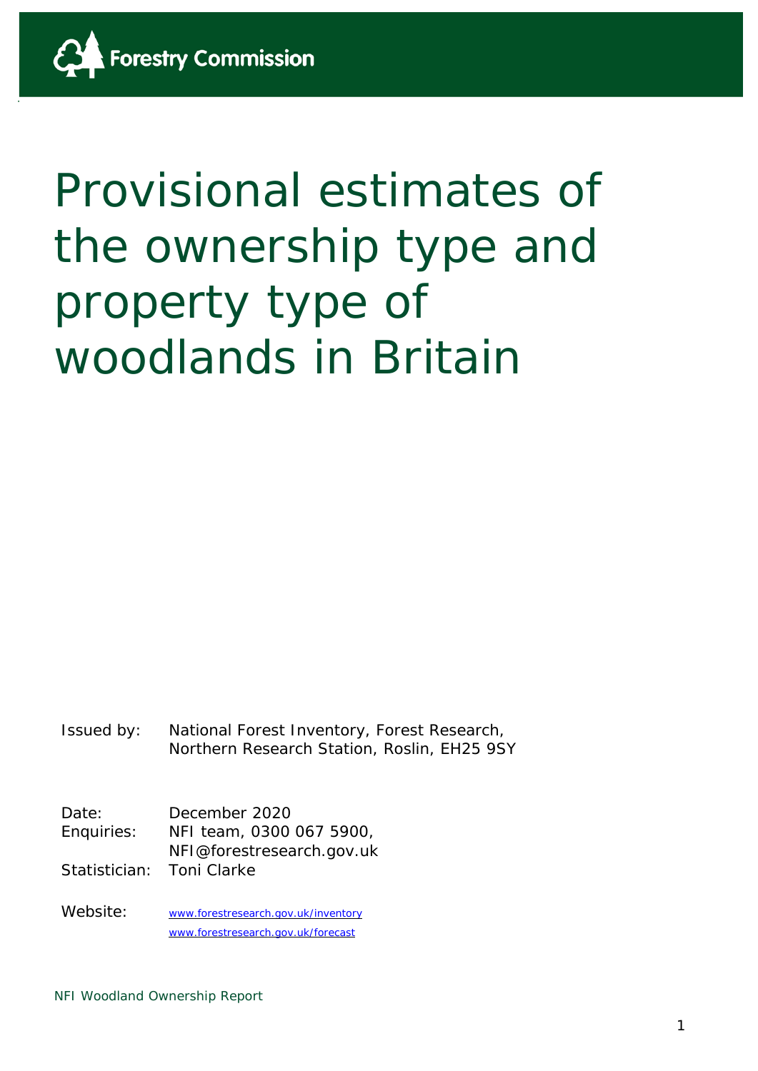Forestry Commission

# Provisional estimates of the ownership type and property type of woodlands in Britain

| | |
|---|---|
| Issued by: | National Forest Inventory, Forest Research, Northern Research Station, Roslin, EH25 9SY |
| Date: | December 2020 |
| Enquiries: | NFI team, 0300 067 5900, NFI@forestresearch.gov.uk |
| Statistician: | Toni Clarke |
| Website: | www.forestresearch.gov.uk/inventory<br>www.forestresearch.gov.uk/forecast |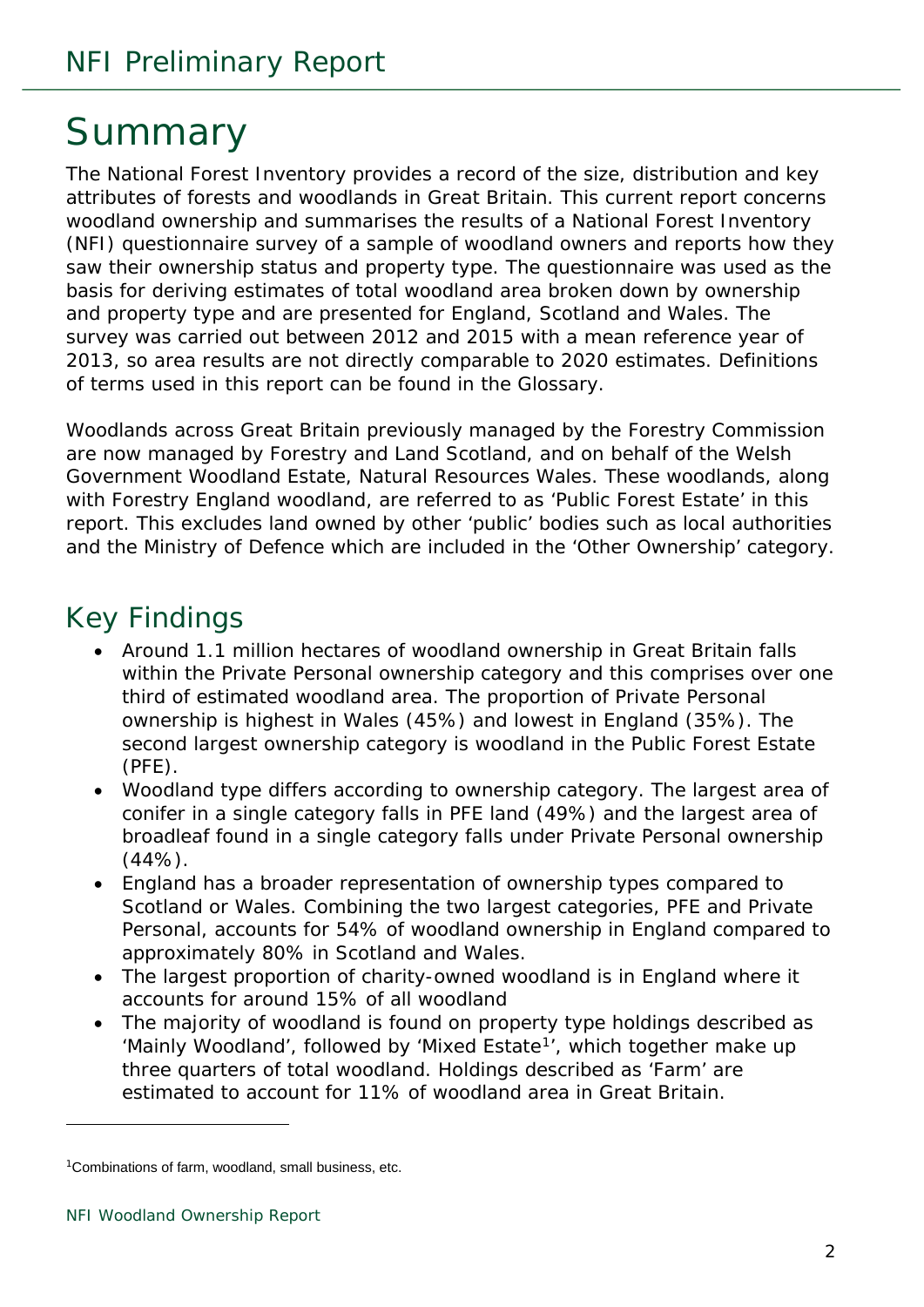# Summary

The National Forest Inventory provides a record of the size, distribution and key attributes of forests and woodlands in Great Britain. This current report concerns woodland ownership and summarises the results of a National Forest Inventory (NFI) questionnaire survey of a sample of woodland owners and reports how they saw their ownership status and property type. The questionnaire was used as the basis for deriving estimates of total woodland area broken down by ownership and property type and are presented for England, Scotland and Wales. The survey was carried out between 2012 and 2015 with a mean reference year of 2013, so area results are not directly comparable to 2020 estimates. Definitions of terms used in this report can be found in the Glossary.

Woodlands across Great Britain previously managed by the Forestry Commission are now managed by Forestry and Land Scotland, and on behalf of the Welsh Government Woodland Estate, Natural Resources Wales. These woodlands, along with Forestry England woodland, are referred to as 'Public Forest Estate' in this report. This excludes land owned by other 'public' bodies such as local authorities and the Ministry of Defence which are included in the 'Other Ownership' category.

## Key Findings

- Around 1.1 million hectares of woodland ownership in Great Britain falls within the Private Personal ownership category and this comprises over one third of estimated woodland area. The proportion of Private Personal ownership is highest in Wales (45%) and lowest in England (35%). The second largest ownership category is woodland in the Public Forest Estate (PFE).
- Woodland type differs according to ownership category. The largest area of conifer in a single category falls in PFE land (49%) and the largest area of broadleaf found in a single category falls under Private Personal ownership (44%).
- England has a broader representation of ownership types compared to Scotland or Wales. Combining the two largest categories, PFE and Private Personal, accounts for 54% of woodland ownership in England compared to approximately 80% in Scotland and Wales.
- The largest proportion of charity-owned woodland is in England where it accounts for around 15% of all woodland
- The majority of woodland is found on property type holdings described as 'Mainly Woodland', followed by 'Mixed Estate[1]', which together make up three quarters of total woodland. Holdings described as 'Farm' are estimated to account for 11% of woodland area in Great Britain.

[1]Combinations of farm, woodland, small business, etc.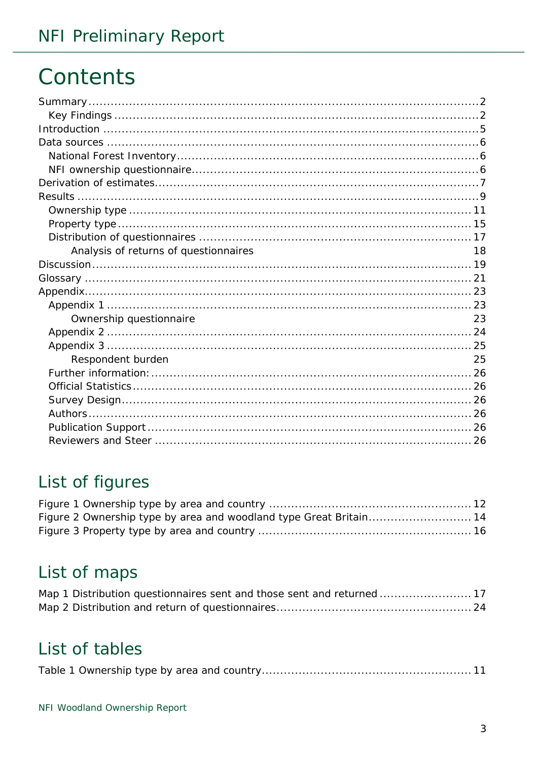# Contents

Summary....................................................................................................2
- Key Findings ..........................................................................................2

Introduction ...............................................................................................5
Data sources ...............................................................................................6
- National Forest Inventory.......................................................................6
- NFI ownership questionnaire...................................................................6

Derivation of estimates................................................................................7
Results .......................................................................................................9
- Ownership type ....................................................................................11
- Property type .......................................................................................15
- Distribution of questionnaires ...............................................................17
  - Analysis of returns of questionnaires 18

Discussion.................................................................................................19
Glossary ...................................................................................................21
Appendix...................................................................................................23
- Appendix 1 ..........................................................................................23
  - Ownership questionnaire 23
- Appendix 2 ..........................................................................................24
- Appendix 3 ..........................................................................................25
  - Respondent burden 25
- Further information:..............................................................................26
- Official Statistics...................................................................................26
- Survey Design.......................................................................................26
- Authors.................................................................................................26
- Publication Support ...............................................................................26
- Reviewers and Steer .............................................................................26

## List of figures

Figure 1 Ownership type by area and country ..............................................12
Figure 2 Ownership type by area and woodland type Great Britain...................14
Figure 3 Property type by area and country .................................................16

## List of maps

Map 1 Distribution questionnaires sent and those sent and returned .................17
Map 2 Distribution and return of questionnaires.............................................24

## List of tables

Table 1 Ownership type by area and country.................................................11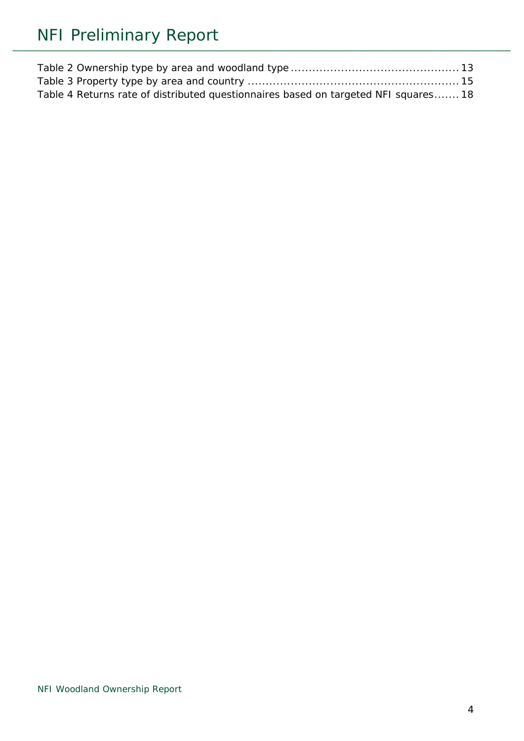Table 2 Ownership type by area and woodland type ............................................. 13
Table 3 Property type by area and country ........................................................ 15
Table 4 Returns rate of distributed questionnaires based on targeted NFI squares....... 18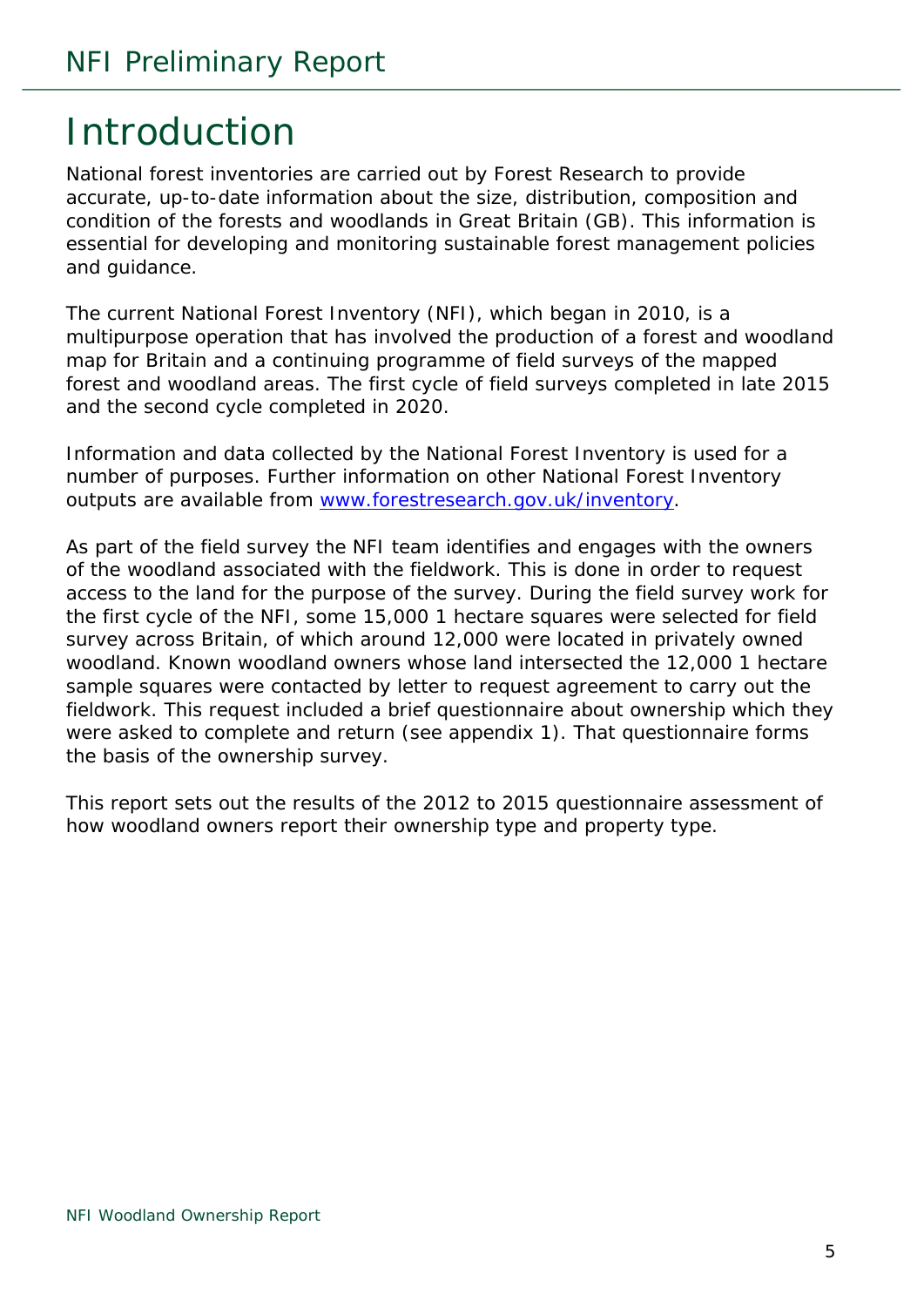# Introduction

National forest inventories are carried out by Forest Research to provide accurate, up-to-date information about the size, distribution, composition and condition of the forests and woodlands in Great Britain (GB). This information is essential for developing and monitoring sustainable forest management policies and guidance.

The current National Forest Inventory (NFI), which began in 2010, is a multipurpose operation that has involved the production of a forest and woodland map for Britain and a continuing programme of field surveys of the mapped forest and woodland areas. The first cycle of field surveys completed in late 2015 and the second cycle completed in 2020.

Information and data collected by the National Forest Inventory is used for a number of purposes. Further information on other National Forest Inventory outputs are available from [www.forestresearch.gov.uk/inventory](www.forestresearch.gov.uk/inventory).

As part of the field survey the NFI team identifies and engages with the owners of the woodland associated with the fieldwork. This is done in order to request access to the land for the purpose of the survey. During the field survey work for the first cycle of the NFI, some 15,000 1 hectare squares were selected for field survey across Britain, of which around 12,000 were located in privately owned woodland. Known woodland owners whose land intersected the 12,000 1 hectare sample squares were contacted by letter to request agreement to carry out the fieldwork. This request included a brief questionnaire about ownership which they were asked to complete and return (see appendix 1). That questionnaire forms the basis of the ownership survey.

This report sets out the results of the 2012 to 2015 questionnaire assessment of how woodland owners report their ownership type and property type.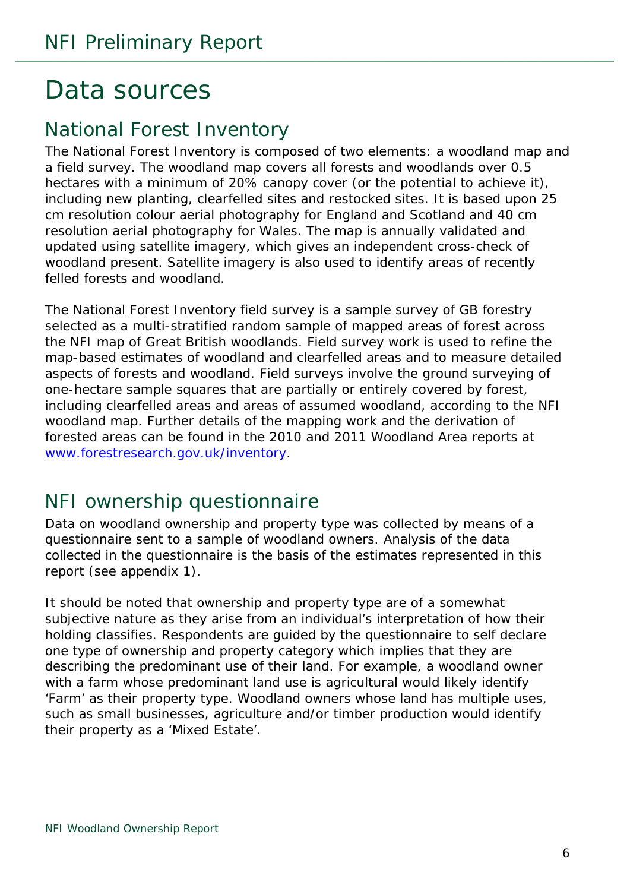# Data sources

## National Forest Inventory

The National Forest Inventory is composed of two elements: a woodland map and a field survey. The woodland map covers all forests and woodlands over 0.5 hectares with a minimum of 20% canopy cover (or the potential to achieve it), including new planting, clearfelled sites and restocked sites. It is based upon 25 cm resolution colour aerial photography for England and Scotland and 40 cm resolution aerial photography for Wales. The map is annually validated and updated using satellite imagery, which gives an independent cross-check of woodland present. Satellite imagery is also used to identify areas of recently felled forests and woodland.

The National Forest Inventory field survey is a sample survey of GB forestry selected as a multi-stratified random sample of mapped areas of forest across the NFI map of Great British woodlands. Field survey work is used to refine the map-based estimates of woodland and clearfelled areas and to measure detailed aspects of forests and woodland. Field surveys involve the ground surveying of one-hectare sample squares that are partially or entirely covered by forest, including clearfelled areas and areas of assumed woodland, according to the NFI woodland map. Further details of the mapping work and the derivation of forested areas can be found in the 2010 and 2011 Woodland Area reports at [www.forestresearch.gov.uk/inventory](http://www.forestresearch.gov.uk/inventory).

## NFI ownership questionnaire

Data on woodland ownership and property type was collected by means of a questionnaire sent to a sample of woodland owners. Analysis of the data collected in the questionnaire is the basis of the estimates represented in this report (see appendix 1).

It should be noted that ownership and property type are of a somewhat subjective nature as they arise from an individual's interpretation of how their holding classifies. Respondents are guided by the questionnaire to self declare one type of ownership and property category which implies that they are describing the predominant use of their land. For example, a woodland owner with a farm whose predominant land use is agricultural would likely identify 'Farm' as their property type. Woodland owners whose land has multiple uses, such as small businesses, agriculture and/or timber production would identify their property as a 'Mixed Estate'.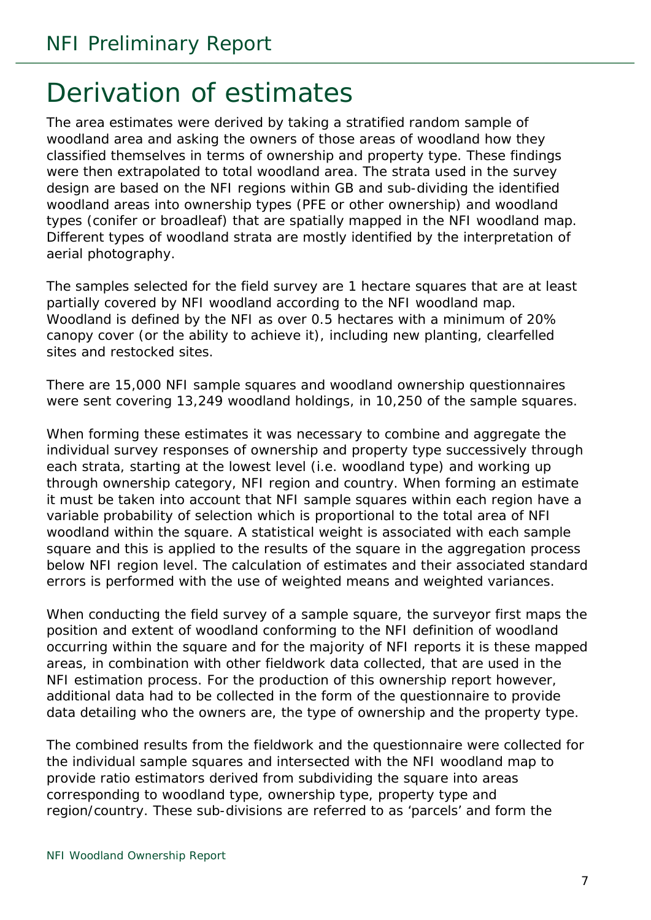# Derivation of estimates

The area estimates were derived by taking a stratified random sample of woodland area and asking the owners of those areas of woodland how they classified themselves in terms of ownership and property type. These findings were then extrapolated to total woodland area. The strata used in the survey design are based on the NFI regions within GB and sub-dividing the identified woodland areas into ownership types (PFE or other ownership) and woodland types (conifer or broadleaf) that are spatially mapped in the NFI woodland map. Different types of woodland strata are mostly identified by the interpretation of aerial photography.

The samples selected for the field survey are 1 hectare squares that are at least partially covered by NFI woodland according to the NFI woodland map. Woodland is defined by the NFI as over 0.5 hectares with a minimum of 20% canopy cover (or the ability to achieve it), including new planting, clearfelled sites and restocked sites.

There are 15,000 NFI sample squares and woodland ownership questionnaires were sent covering 13,249 woodland holdings, in 10,250 of the sample squares.

When forming these estimates it was necessary to combine and aggregate the individual survey responses of ownership and property type successively through each strata, starting at the lowest level (i.e. woodland type) and working up through ownership category, NFI region and country. When forming an estimate it must be taken into account that NFI sample squares within each region have a variable probability of selection which is proportional to the total area of NFI woodland within the square. A statistical weight is associated with each sample square and this is applied to the results of the square in the aggregation process below NFI region level. The calculation of estimates and their associated standard errors is performed with the use of weighted means and weighted variances.

When conducting the field survey of a sample square, the surveyor first maps the position and extent of woodland conforming to the NFI definition of woodland occurring within the square and for the majority of NFI reports it is these mapped areas, in combination with other fieldwork data collected, that are used in the NFI estimation process. For the production of this ownership report however, additional data had to be collected in the form of the questionnaire to provide data detailing who the owners are, the type of ownership and the property type.

The combined results from the fieldwork and the questionnaire were collected for the individual sample squares and intersected with the NFI woodland map to provide ratio estimators derived from subdividing the square into areas corresponding to woodland type, ownership type, property type and region/country. These sub-divisions are referred to as 'parcels' and form the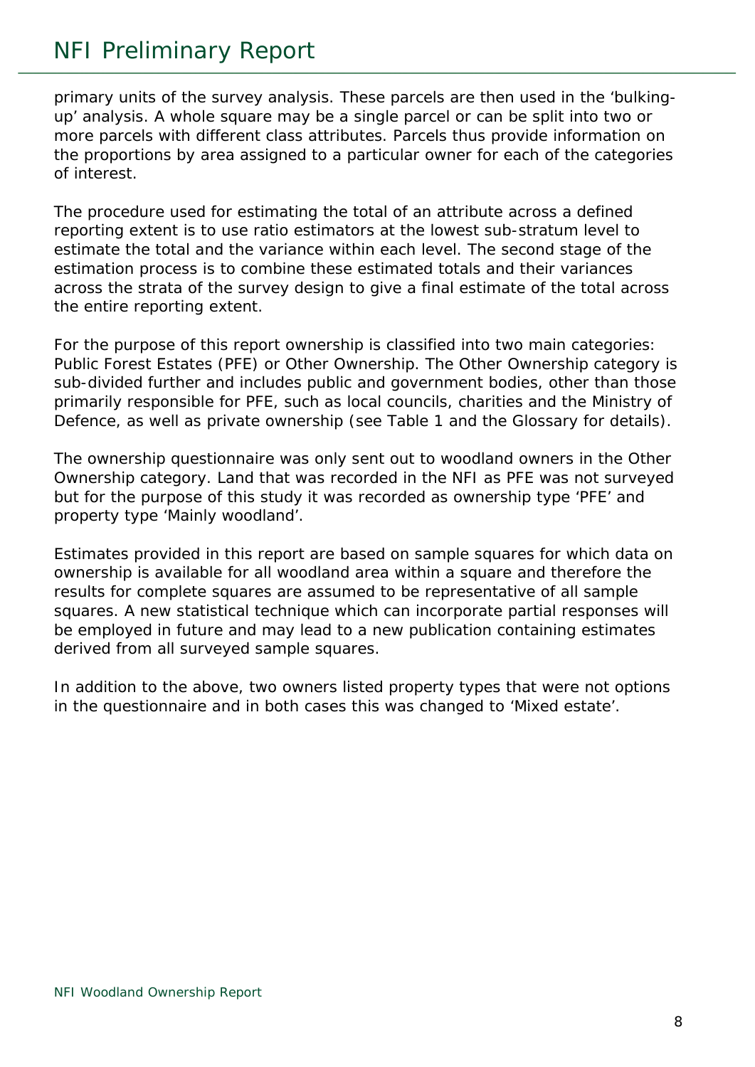primary units of the survey analysis. These parcels are then used in the 'bulking-up' analysis. A whole square may be a single parcel or can be split into two or more parcels with different class attributes. Parcels thus provide information on the proportions by area assigned to a particular owner for each of the categories of interest.

The procedure used for estimating the total of an attribute across a defined reporting extent is to use ratio estimators at the lowest sub-stratum level to estimate the total and the variance within each level. The second stage of the estimation process is to combine these estimated totals and their variances across the strata of the survey design to give a final estimate of the total across the entire reporting extent.

For the purpose of this report ownership is classified into two main categories: Public Forest Estates (PFE) or Other Ownership. The Other Ownership category is sub-divided further and includes public and government bodies, other than those primarily responsible for PFE, such as local councils, charities and the Ministry of Defence, as well as private ownership (see Table 1 and the Glossary for details).

The ownership questionnaire was only sent out to woodland owners in the Other Ownership category. Land that was recorded in the NFI as PFE was not surveyed but for the purpose of this study it was recorded as ownership type 'PFE' and property type 'Mainly woodland'.

Estimates provided in this report are based on sample squares for which data on ownership is available for all woodland area within a square and therefore the results for complete squares are assumed to be representative of all sample squares. A new statistical technique which can incorporate partial responses will be employed in future and may lead to a new publication containing estimates derived from all surveyed sample squares.

In addition to the above, two owners listed property types that were not options in the questionnaire and in both cases this was changed to 'Mixed estate'.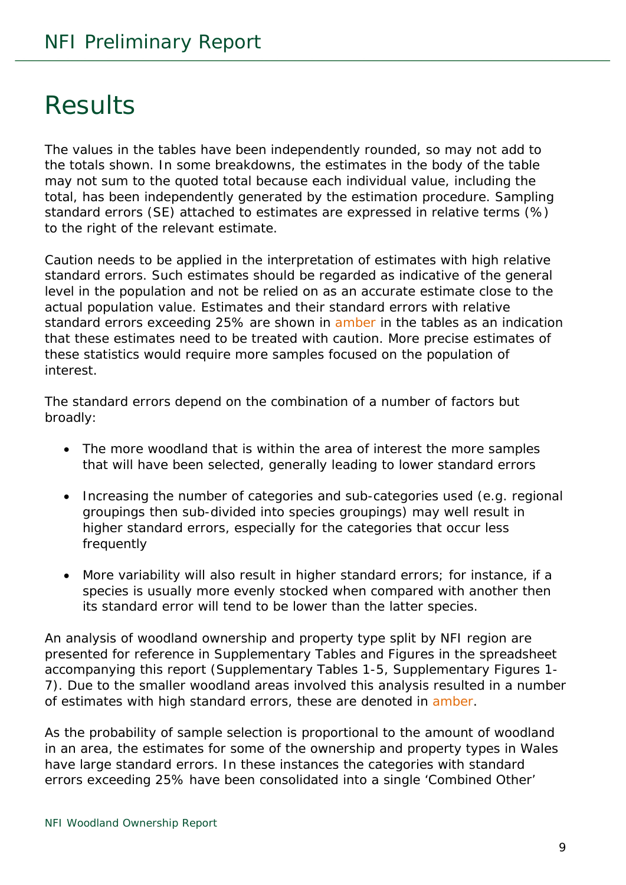# Results

The values in the tables have been independently rounded, so may not add to the totals shown. In some breakdowns, the estimates in the body of the table may not sum to the quoted total because each individual value, including the total, has been independently generated by the estimation procedure. Sampling standard errors (SE) attached to estimates are expressed in relative terms (%) to the right of the relevant estimate.

Caution needs to be applied in the interpretation of estimates with high relative standard errors. Such estimates should be regarded as indicative of the general level in the population and not be relied on as an accurate estimate close to the actual population value. Estimates and their standard errors with relative standard errors exceeding 25% are shown in amber in the tables as an indication that these estimates need to be treated with caution. More precise estimates of these statistics would require more samples focused on the population of interest.

The standard errors depend on the combination of a number of factors but broadly:

- The more woodland that is within the area of interest the more samples that will have been selected, generally leading to lower standard errors
- Increasing the number of categories and sub-categories used (e.g. regional groupings then sub-divided into species groupings) may well result in higher standard errors, especially for the categories that occur less frequently
- More variability will also result in higher standard errors; for instance, if a species is usually more evenly stocked when compared with another then its standard error will tend to be lower than the latter species.

An analysis of woodland ownership and property type split by NFI region are presented for reference in Supplementary Tables and Figures in the spreadsheet accompanying this report (Supplementary Tables 1-5, Supplementary Figures 1-7). Due to the smaller woodland areas involved this analysis resulted in a number of estimates with high standard errors, these are denoted in amber.

As the probability of sample selection is proportional to the amount of woodland in an area, the estimates for some of the ownership and property types in Wales have large standard errors. In these instances the categories with standard errors exceeding 25% have been consolidated into a single 'Combined Other'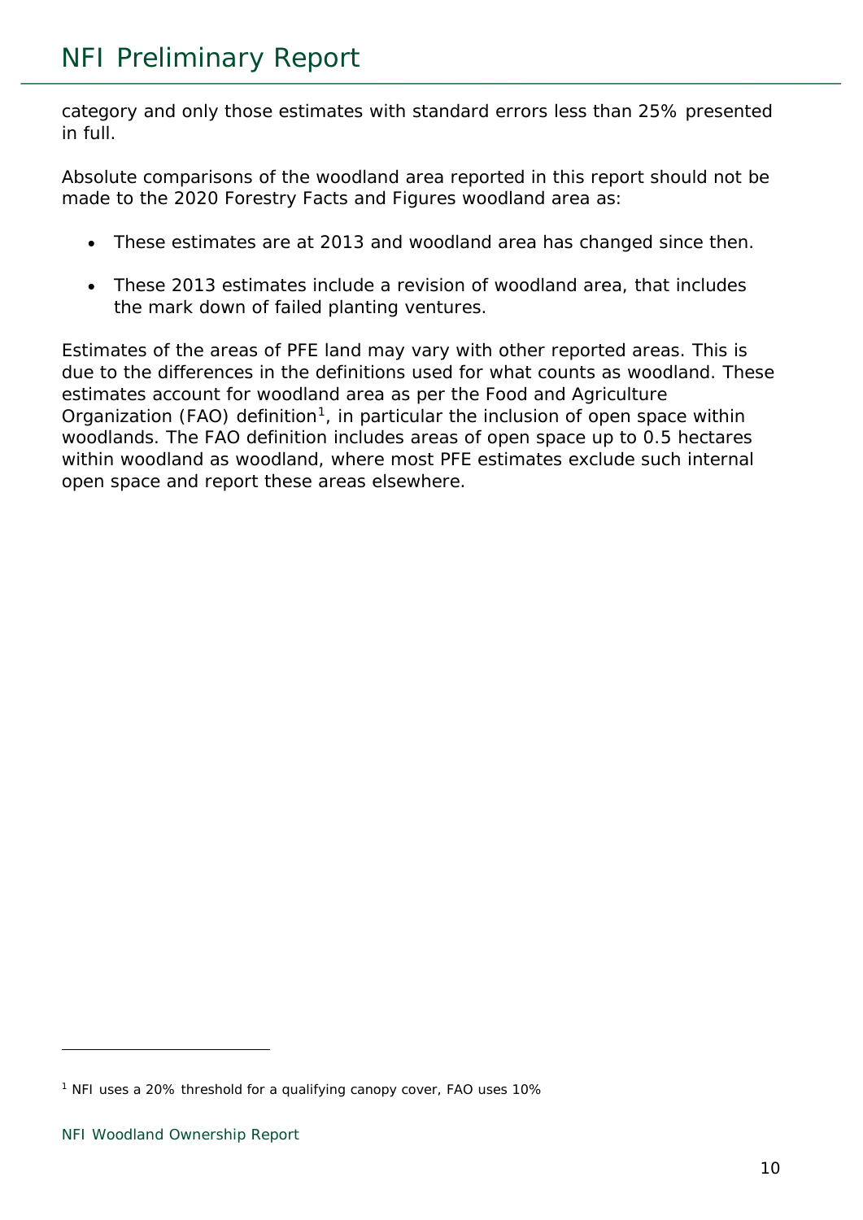category and only those estimates with standard errors less than 25% presented in full.

Absolute comparisons of the woodland area reported in this report should not be made to the 2020 Forestry Facts and Figures woodland area as:

- These estimates are at 2013 and woodland area has changed since then.
- These 2013 estimates include a revision of woodland area, that includes the mark down of failed planting ventures.

Estimates of the areas of PFE land may vary with other reported areas. This is due to the differences in the definitions used for what counts as woodland. These estimates account for woodland area as per the Food and Agriculture Organization (FAO) definition[1], in particular the inclusion of open space within woodlands. The FAO definition includes areas of open space up to 0.5 hectares within woodland as woodland, where most PFE estimates exclude such internal open space and report these areas elsewhere.

---

[1] NFI uses a 20% threshold for a qualifying canopy cover, FAO uses 10%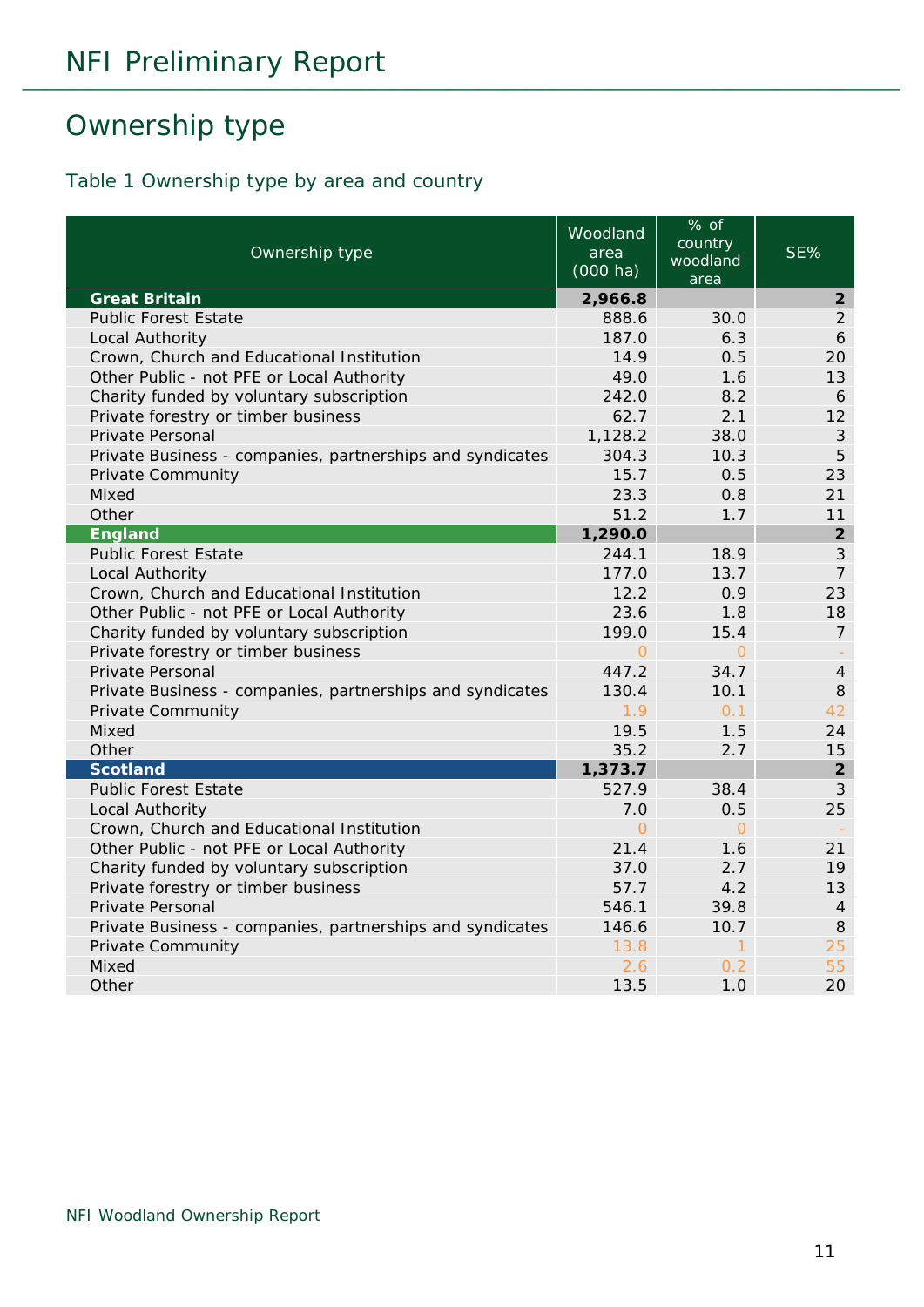## Ownership type

Table 1 Ownership type by area and country

| Ownership type | Woodland area (000 ha) | % of country woodland area | SE% |
|---|---|---|---|
| **Great Britain** | **2,966.8** | | **2** |
| Public Forest Estate | 888.6 | 30.0 | 2 |
| Local Authority | 187.0 | 6.3 | 6 |
| Crown, Church and Educational Institution | 14.9 | 0.5 | 20 |
| Other Public - not PFE or Local Authority | 49.0 | 1.6 | 13 |
| Charity funded by voluntary subscription | 242.0 | 8.2 | 6 |
| Private forestry or timber business | 62.7 | 2.1 | 12 |
| Private Personal | 1,128.2 | 38.0 | 3 |
| Private Business - companies, partnerships and syndicates | 304.3 | 10.3 | 5 |
| Private Community | 15.7 | 0.5 | 23 |
| Mixed | 23.3 | 0.8 | 21 |
| Other | 51.2 | 1.7 | 11 |
| **England** | **1,290.0** | | **2** |
| Public Forest Estate | 244.1 | 18.9 | 3 |
| Local Authority | 177.0 | 13.7 | 7 |
| Crown, Church and Educational Institution | 12.2 | 0.9 | 23 |
| Other Public - not PFE or Local Authority | 23.6 | 1.8 | 18 |
| Charity funded by voluntary subscription | 199.0 | 15.4 | 7 |
| Private forestry or timber business | 0 | 0 | - |
| Private Personal | 447.2 | 34.7 | 4 |
| Private Business - companies, partnerships and syndicates | 130.4 | 10.1 | 8 |
| Private Community | 1.9 | 0.1 | 42 |
| Mixed | 19.5 | 1.5 | 24 |
| Other | 35.2 | 2.7 | 15 |
| **Scotland** | **1,373.7** | | **2** |
| Public Forest Estate | 527.9 | 38.4 | 3 |
| Local Authority | 7.0 | 0.5 | 25 |
| Crown, Church and Educational Institution | 0 | 0 | - |
| Other Public - not PFE or Local Authority | 21.4 | 1.6 | 21 |
| Charity funded by voluntary subscription | 37.0 | 2.7 | 19 |
| Private forestry or timber business | 57.7 | 4.2 | 13 |
| Private Personal | 546.1 | 39.8 | 4 |
| Private Business - companies, partnerships and syndicates | 146.6 | 10.7 | 8 |
| Private Community | 13.8 | 1 | 25 |
| Mixed | 2.6 | 0.2 | 55 |
| Other | 13.5 | 1.0 | 20 |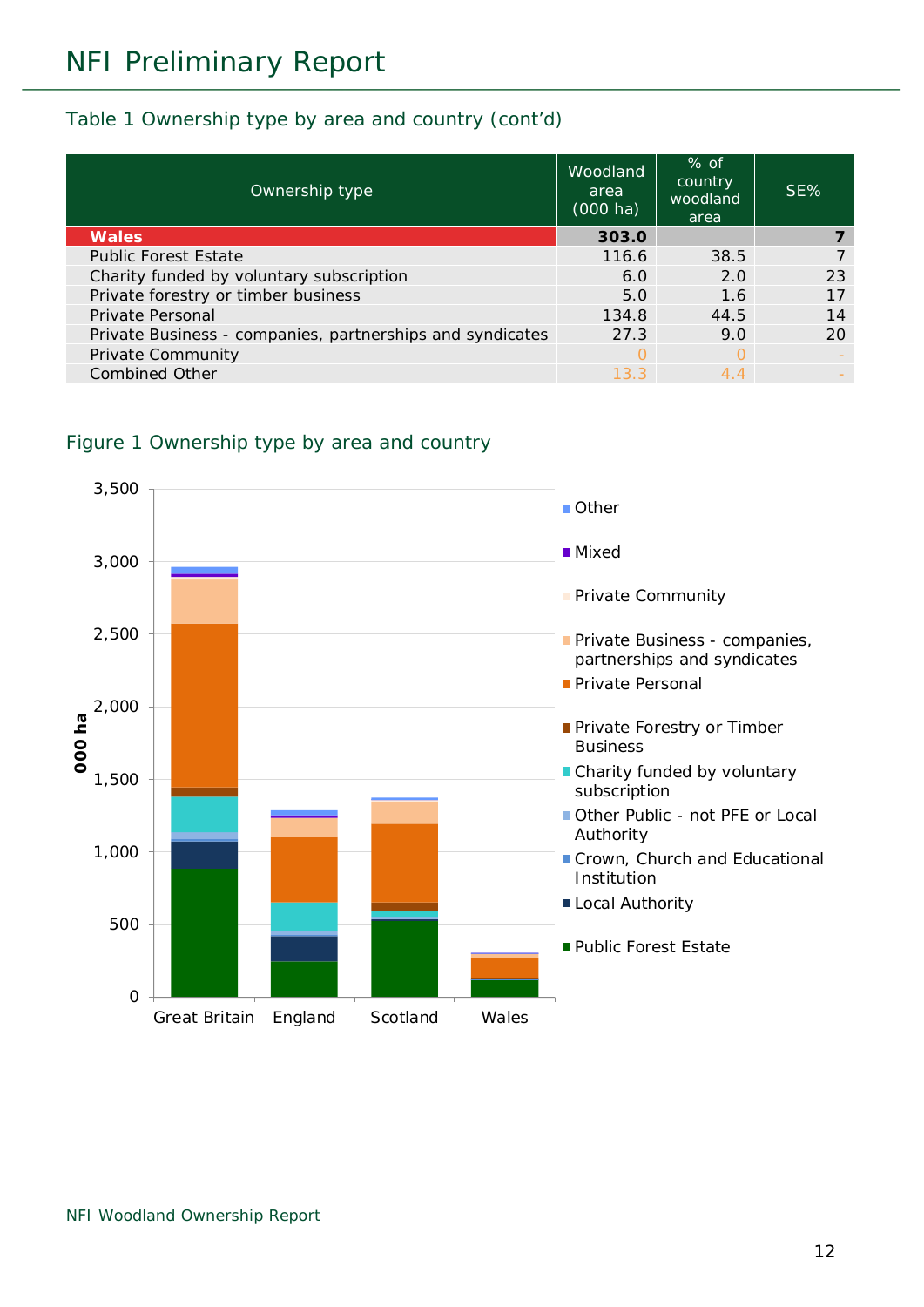## Table 1 Ownership type by area and country (cont'd)

| Ownership type | Woodland area (000 ha) | % of country woodland area | SE% |
|---|---|---|---|
| **Wales** | **303.0** | | **7** |
| Public Forest Estate | 116.6 | 38.5 | 7 |
| Charity funded by voluntary subscription | 6.0 | 2.0 | 23 |
| Private forestry or timber business | 5.0 | 1.6 | 17 |
| Private Personal | 134.8 | 44.5 | 14 |
| Private Business - companies, partnerships and syndicates | 27.3 | 9.0 | 20 |
| Private Community | 0 | 0 | - |
| Combined Other | 13.3 | 4.4 | - |

## Figure 1 Ownership type by area and country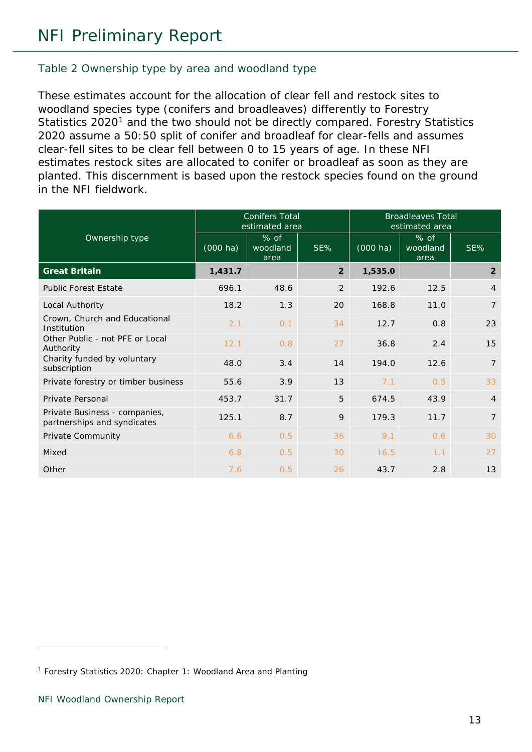### Table 2 Ownership type by area and woodland type

These estimates account for the allocation of clear fell and restock sites to woodland species type (conifers and broadleaves) differently to Forestry Statistics 2020[1] and the two should not be directly compared. Forestry Statistics 2020 assume a 50:50 split of conifer and broadleaf for clear-fells and assumes clear-fell sites to be clear fell between 0 to 15 years of age. In these NFI estimates restock sites are allocated to conifer or broadleaf as soon as they are planted. This discernment is based upon the restock species found on the ground in the NFI fieldwork.

| Ownership type | Conifers Total estimated area | | | Broadleaves Total estimated area | | |
|---|---|---|---|---|---|---|
| | (000 ha) | % of woodland area | SE% | (000 ha) | % of woodland area | SE% |
| **Great Britain** | **1,431.7** | | **2** | **1,535.0** | | **2** |
| Public Forest Estate | 696.1 | 48.6 | 2 | 192.6 | 12.5 | 4 |
| Local Authority | 18.2 | 1.3 | 20 | 168.8 | 11.0 | 7 |
| Crown, Church and Educational Institution | 2.1 | 0.1 | 34 | 12.7 | 0.8 | 23 |
| Other Public - not PFE or Local Authority | 12.1 | 0.8 | 27 | 36.8 | 2.4 | 15 |
| Charity funded by voluntary subscription | 48.0 | 3.4 | 14 | 194.0 | 12.6 | 7 |
| Private forestry or timber business | 55.6 | 3.9 | 13 | 7.1 | 0.5 | 33 |
| Private Personal | 453.7 | 31.7 | 5 | 674.5 | 43.9 | 4 |
| Private Business - companies, partnerships and syndicates | 125.1 | 8.7 | 9 | 179.3 | 11.7 | 7 |
| Private Community | 6.6 | 0.5 | 36 | 9.1 | 0.6 | 30 |
| Mixed | 6.8 | 0.5 | 30 | 16.5 | 1.1 | 27 |
| Other | 7.6 | 0.5 | 26 | 43.7 | 2.8 | 13 |

[1] Forestry Statistics 2020: Chapter 1: Woodland Area and Planting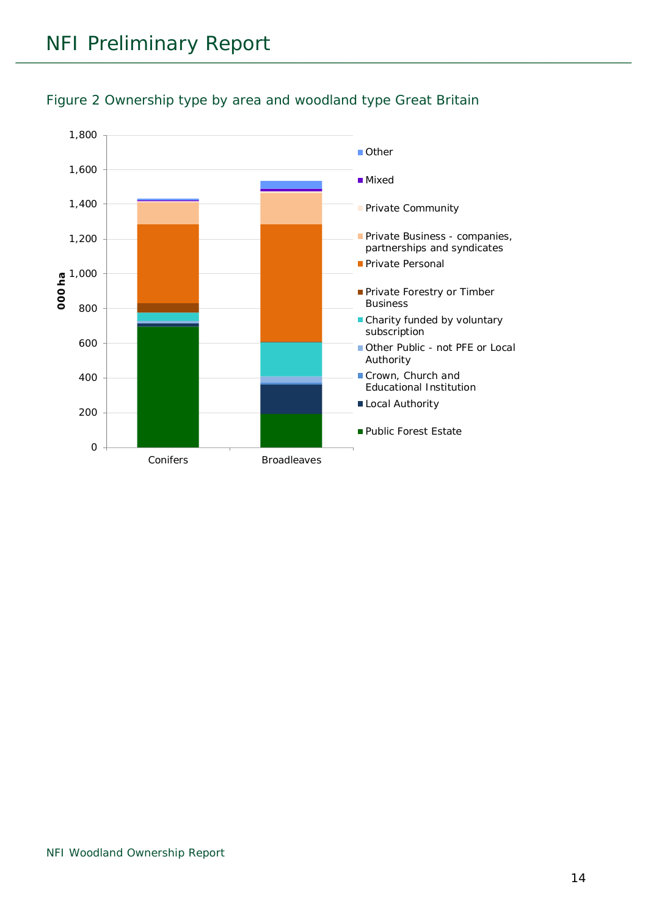Figure 2 Ownership type by area and woodland type Great Britain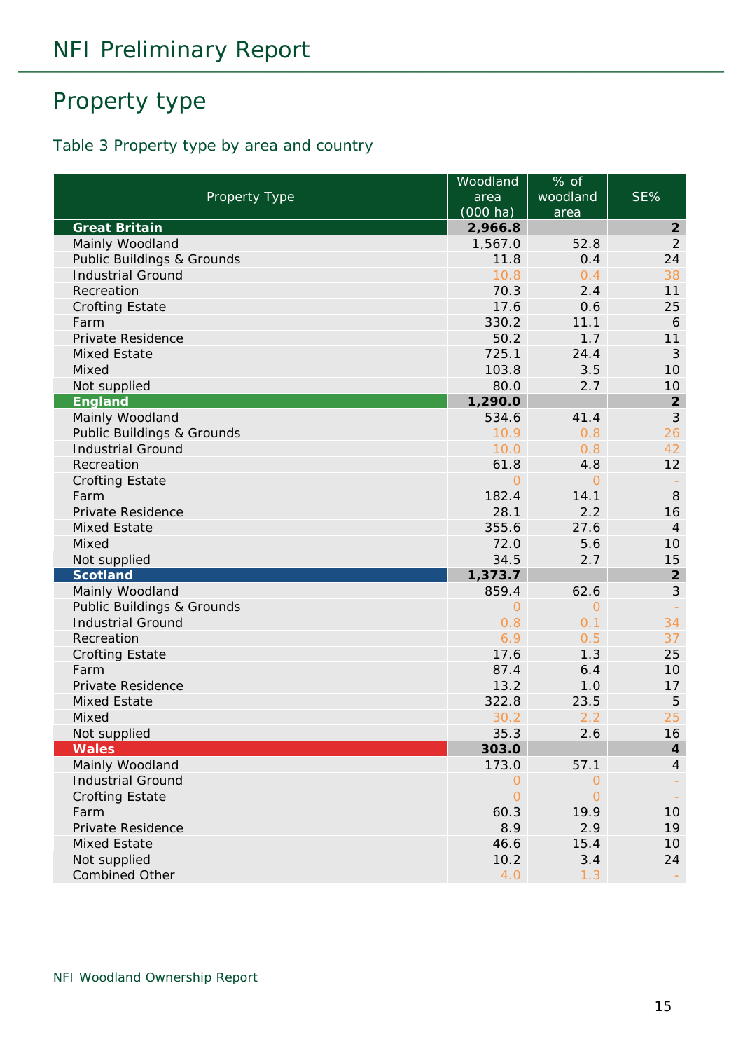## Property type

Table 3 Property type by area and country

| Property Type | Woodland area (000 ha) | % of woodland area | SE% |
|---|---|---|---|
| **Great Britain** | **2,966.8** | | **2** |
| Mainly Woodland | 1,567.0 | 52.8 | 2 |
| Public Buildings & Grounds | 11.8 | 0.4 | 24 |
| Industrial Ground | 10.8 | 0.4 | 38 |
| Recreation | 70.3 | 2.4 | 11 |
| Crofting Estate | 17.6 | 0.6 | 25 |
| Farm | 330.2 | 11.1 | 6 |
| Private Residence | 50.2 | 1.7 | 11 |
| Mixed Estate | 725.1 | 24.4 | 3 |
| Mixed | 103.8 | 3.5 | 10 |
| Not supplied | 80.0 | 2.7 | 10 |
| **England** | **1,290.0** | | **2** |
| Mainly Woodland | 534.6 | 41.4 | 3 |
| Public Buildings & Grounds | 10.9 | 0.8 | 26 |
| Industrial Ground | 10.0 | 0.8 | 42 |
| Recreation | 61.8 | 4.8 | 12 |
| Crofting Estate | 0 | 0 | - |
| Farm | 182.4 | 14.1 | 8 |
| Private Residence | 28.1 | 2.2 | 16 |
| Mixed Estate | 355.6 | 27.6 | 4 |
| Mixed | 72.0 | 5.6 | 10 |
| Not supplied | 34.5 | 2.7 | 15 |
| **Scotland** | **1,373.7** | | **2** |
| Mainly Woodland | 859.4 | 62.6 | 3 |
| Public Buildings & Grounds | 0 | 0 | - |
| Industrial Ground | 0.8 | 0.1 | 34 |
| Recreation | 6.9 | 0.5 | 37 |
| Crofting Estate | 17.6 | 1.3 | 25 |
| Farm | 87.4 | 6.4 | 10 |
| Private Residence | 13.2 | 1.0 | 17 |
| Mixed Estate | 322.8 | 23.5 | 5 |
| Mixed | 30.2 | 2.2 | 25 |
| Not supplied | 35.3 | 2.6 | 16 |
| **Wales** | **303.0** | | **4** |
| Mainly Woodland | 173.0 | 57.1 | 4 |
| Industrial Ground | 0 | 0 | - |
| Crofting Estate | 0 | 0 | - |
| Farm | 60.3 | 19.9 | 10 |
| Private Residence | 8.9 | 2.9 | 19 |
| Mixed Estate | 46.6 | 15.4 | 10 |
| Not supplied | 10.2 | 3.4 | 24 |
| Combined Other | 4.0 | 1.3 | - |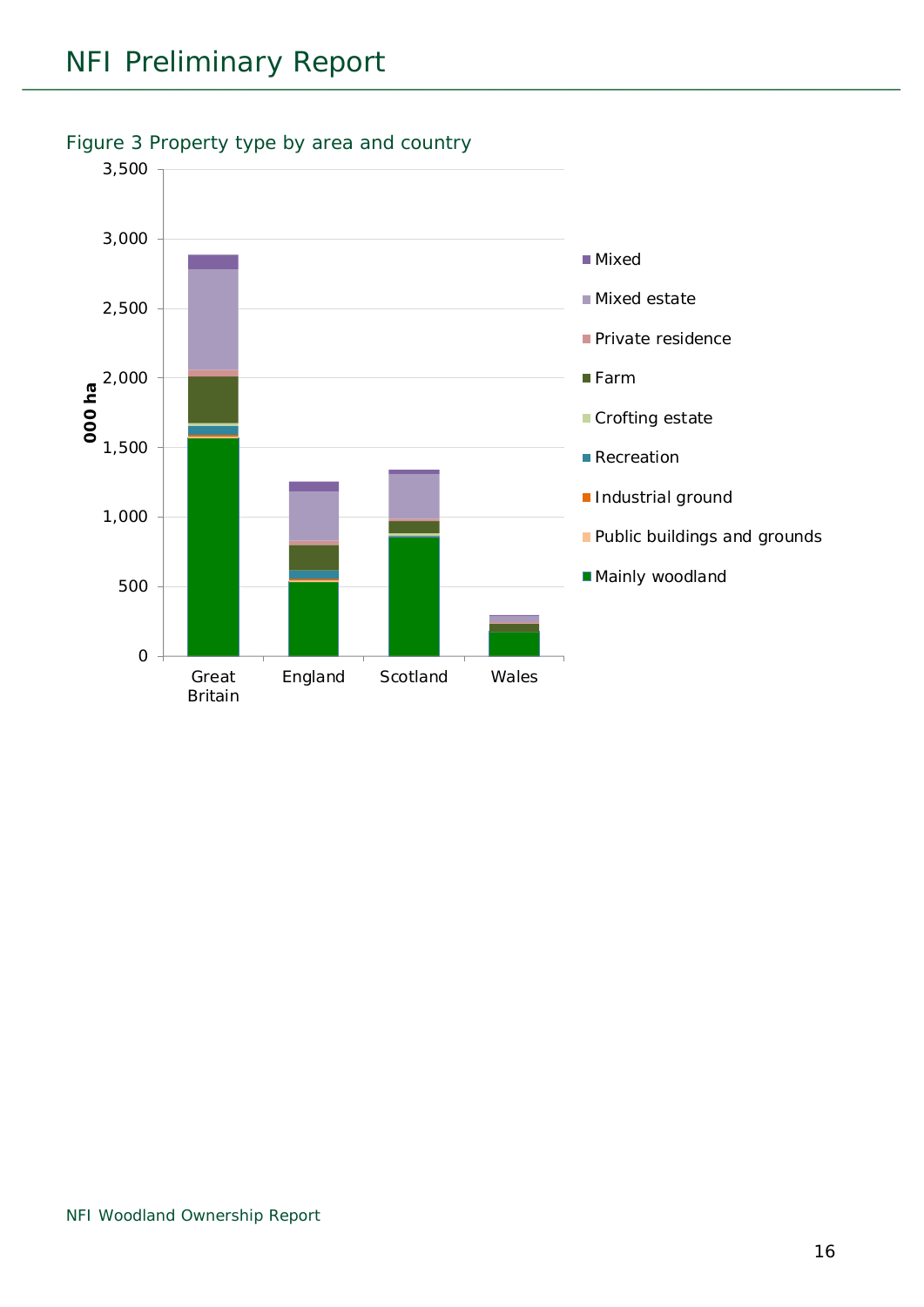Figure 3 Property type by area and country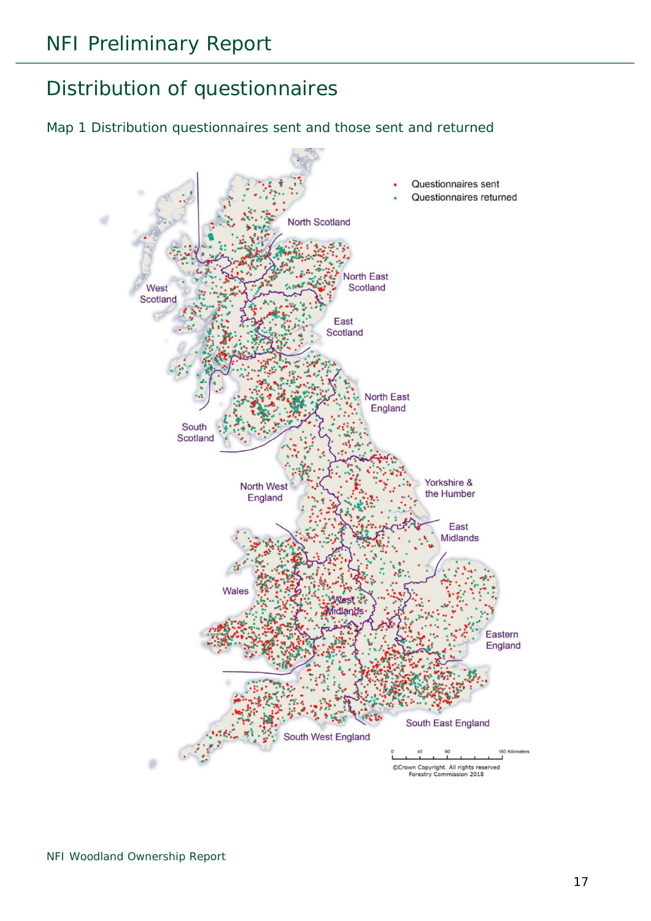# Distribution of questionnaires

Map 1 Distribution questionnaires sent and those sent and returned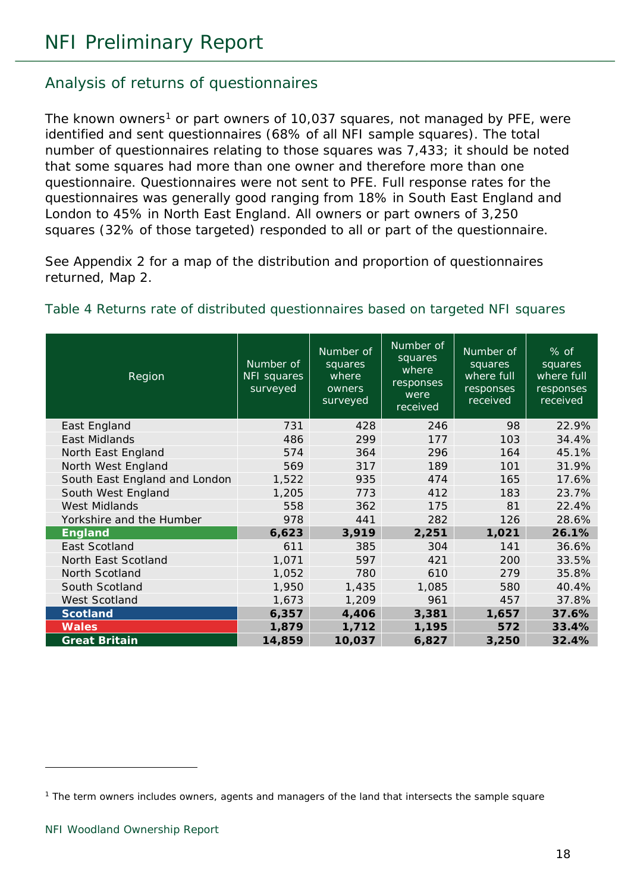## Analysis of returns of questionnaires

The known owners[1] or part owners of 10,037 squares, not managed by PFE, were identified and sent questionnaires (68% of all NFI sample squares). The total number of questionnaires relating to those squares was 7,433; it should be noted that some squares had more than one owner and therefore more than one questionnaire. Questionnaires were not sent to PFE. Full response rates for the questionnaires was generally good ranging from 18% in South East England and London to 45% in North East England. All owners or part owners of 3,250 squares (32% of those targeted) responded to all or part of the questionnaire.

See Appendix 2 for a map of the distribution and proportion of questionnaires returned, Map 2.

Table 4 Returns rate of distributed questionnaires based on targeted NFI squares

| Region | Number of NFI squares surveyed | Number of squares where owners surveyed | Number of squares where responses were received | Number of squares where full responses received | % of squares where full responses received |
|---|---|---|---|---|---|
| East England | 731 | 428 | 246 | 98 | 22.9% |
| East Midlands | 486 | 299 | 177 | 103 | 34.4% |
| North East England | 574 | 364 | 296 | 164 | 45.1% |
| North West England | 569 | 317 | 189 | 101 | 31.9% |
| South East England and London | 1,522 | 935 | 474 | 165 | 17.6% |
| South West England | 1,205 | 773 | 412 | 183 | 23.7% |
| West Midlands | 558 | 362 | 175 | 81 | 22.4% |
| Yorkshire and the Humber | 978 | 441 | 282 | 126 | 28.6% |
| **England** | **6,623** | **3,919** | **2,251** | **1,021** | **26.1%** |
| East Scotland | 611 | 385 | 304 | 141 | 36.6% |
| North East Scotland | 1,071 | 597 | 421 | 200 | 33.5% |
| North Scotland | 1,052 | 780 | 610 | 279 | 35.8% |
| South Scotland | 1,950 | 1,435 | 1,085 | 580 | 40.4% |
| West Scotland | 1,673 | 1,209 | 961 | 457 | 37.8% |
| **Scotland** | **6,357** | **4,406** | **3,381** | **1,657** | **37.6%** |
| **Wales** | **1,879** | **1,712** | **1,195** | **572** | **33.4%** |
| **Great Britain** | **14,859** | **10,037** | **6,827** | **3,250** | **32.4%** |

[1] The term owners includes owners, agents and managers of the land that intersects the sample square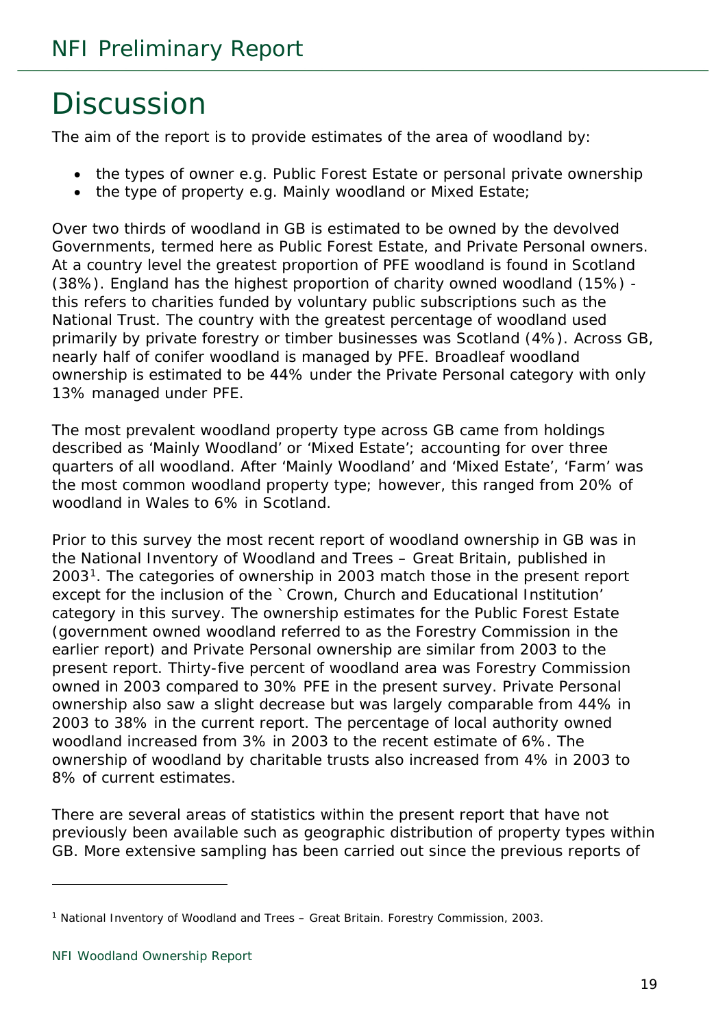# Discussion

The aim of the report is to provide estimates of the area of woodland by:

- the types of owner e.g. Public Forest Estate or personal private ownership
- the type of property e.g. Mainly woodland or Mixed Estate;

Over two thirds of woodland in GB is estimated to be owned by the devolved Governments, termed here as Public Forest Estate, and Private Personal owners. At a country level the greatest proportion of PFE woodland is found in Scotland (38%). England has the highest proportion of charity owned woodland (15%) - this refers to charities funded by voluntary public subscriptions such as the National Trust. The country with the greatest percentage of woodland used primarily by private forestry or timber businesses was Scotland (4%). Across GB, nearly half of conifer woodland is managed by PFE. Broadleaf woodland ownership is estimated to be 44% under the Private Personal category with only 13% managed under PFE.

The most prevalent woodland property type across GB came from holdings described as 'Mainly Woodland' or 'Mixed Estate'; accounting for over three quarters of all woodland. After 'Mainly Woodland' and 'Mixed Estate', 'Farm' was the most common woodland property type; however, this ranged from 20% of woodland in Wales to 6% in Scotland.

Prior to this survey the most recent report of woodland ownership in GB was in the National Inventory of Woodland and Trees – Great Britain, published in 2003[1]. The categories of ownership in 2003 match those in the present report except for the inclusion of the `Crown, Church and Educational Institution' category in this survey. The ownership estimates for the Public Forest Estate (government owned woodland referred to as the Forestry Commission in the earlier report) and Private Personal ownership are similar from 2003 to the present report. Thirty-five percent of woodland area was Forestry Commission owned in 2003 compared to 30% PFE in the present survey. Private Personal ownership also saw a slight decrease but was largely comparable from 44% in 2003 to 38% in the current report. The percentage of local authority owned woodland increased from 3% in 2003 to the recent estimate of 6%. The ownership of woodland by charitable trusts also increased from 4% in 2003 to 8% of current estimates.

There are several areas of statistics within the present report that have not previously been available such as geographic distribution of property types within GB. More extensive sampling has been carried out since the previous reports of

---

[1] National Inventory of Woodland and Trees – Great Britain. Forestry Commission, 2003.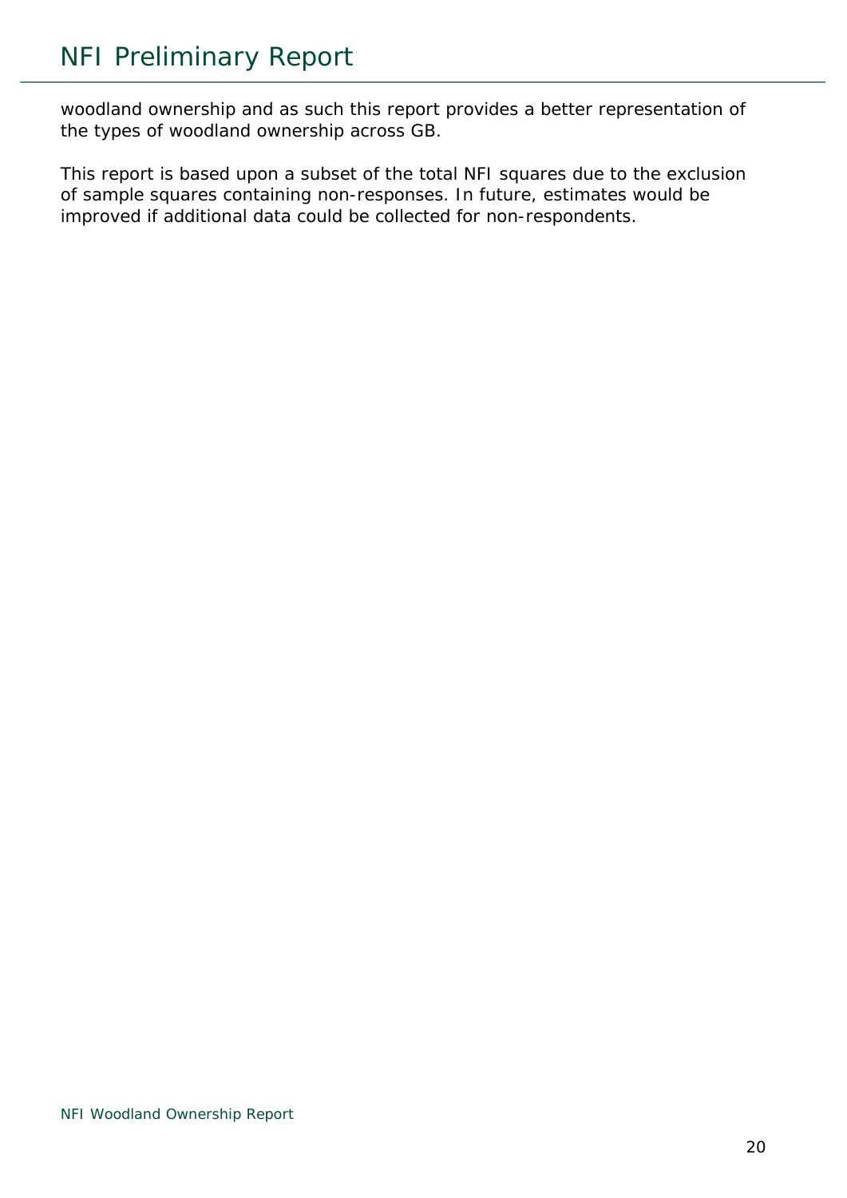woodland ownership and as such this report provides a better representation of the types of woodland ownership across GB.

This report is based upon a subset of the total NFI squares due to the exclusion of sample squares containing non-responses. In future, estimates would be improved if additional data could be collected for non-respondents.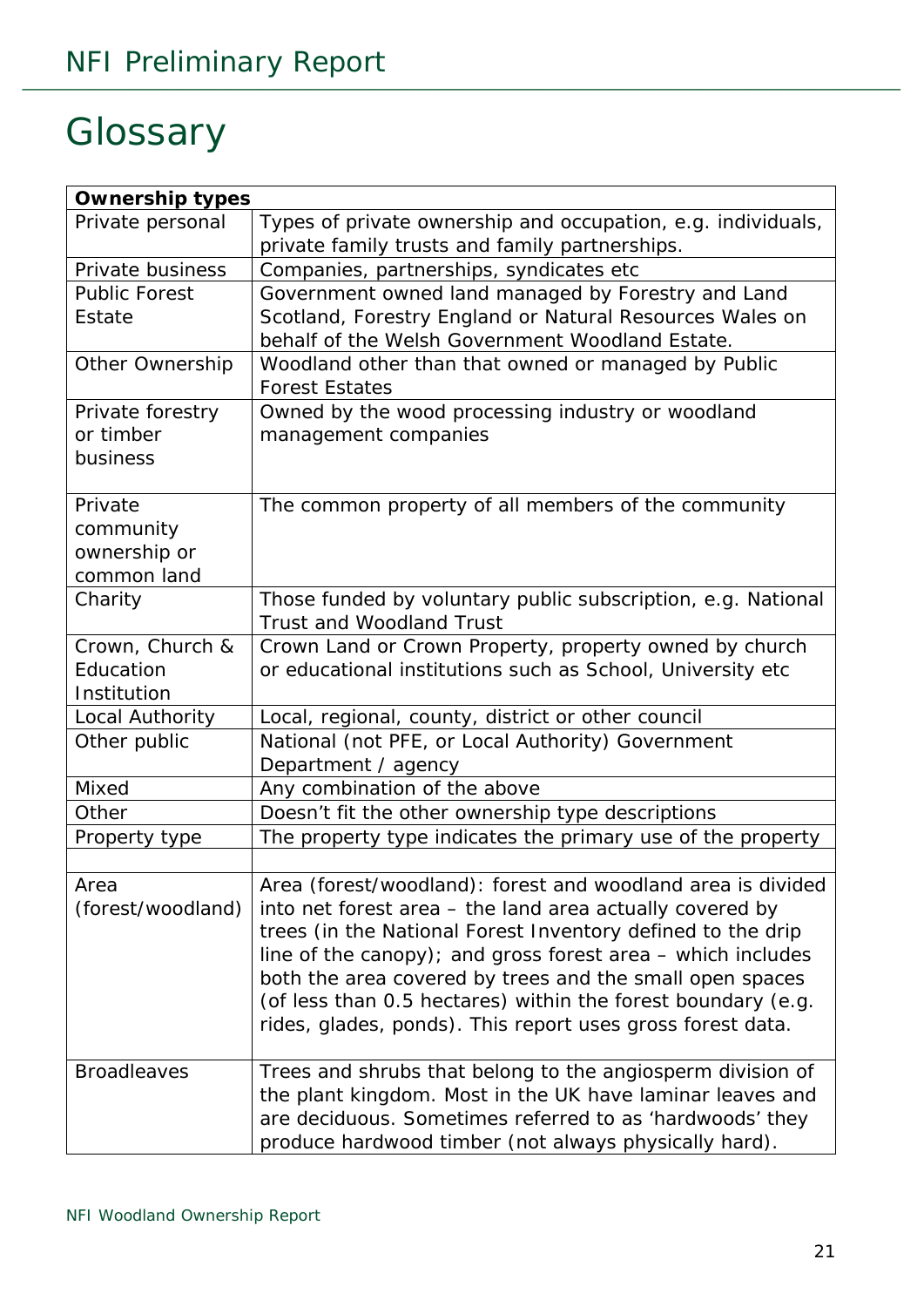# Glossary

| Ownership types | |
|---|---|
| Private personal | Types of private ownership and occupation, e.g. individuals, private family trusts and family partnerships. |
| Private business | Companies, partnerships, syndicates etc |
| Public Forest Estate | Government owned land managed by Forestry and Land Scotland, Forestry England or Natural Resources Wales on behalf of the Welsh Government Woodland Estate. |
| Other Ownership | Woodland other than that owned or managed by Public Forest Estates |
| Private forestry or timber business | Owned by the wood processing industry or woodland management companies |
| Private community ownership or common land | The common property of all members of the community |
| Charity | Those funded by voluntary public subscription, e.g. National Trust and Woodland Trust |
| Crown, Church & Education Institution | Crown Land or Crown Property, property owned by church or educational institutions such as School, University etc |
| Local Authority | Local, regional, county, district or other council |
| Other public | National (not PFE, or Local Authority) Government Department / agency |
| Mixed | Any combination of the above |
| Other | Doesn't fit the other ownership type descriptions |
| Property type | The property type indicates the primary use of the property |
| | |
| Area (forest/woodland) | Area (forest/woodland): forest and woodland area is divided into net forest area – the land area actually covered by trees (in the National Forest Inventory defined to the drip line of the canopy); and gross forest area – which includes both the area covered by trees and the small open spaces (of less than 0.5 hectares) within the forest boundary (e.g. rides, glades, ponds). This report uses gross forest data. |
| Broadleaves | Trees and shrubs that belong to the angiosperm division of the plant kingdom. Most in the UK have laminar leaves and are deciduous. Sometimes referred to as 'hardwoods' they produce hardwood timber (not always physically hard). |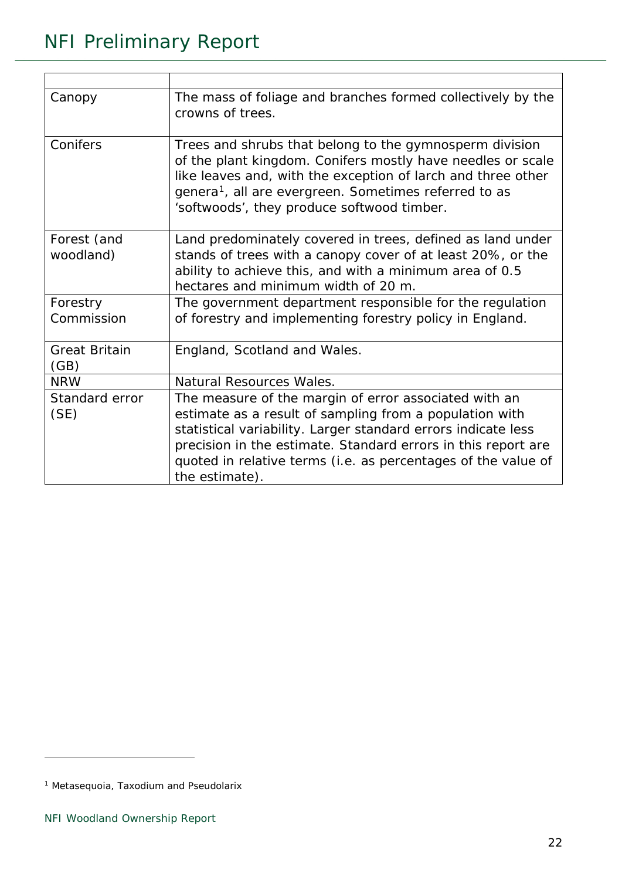| | |
|---|---|
| Canopy | The mass of foliage and branches formed collectively by the crowns of trees. |
| Conifers | Trees and shrubs that belong to the gymnosperm division of the plant kingdom. Conifers mostly have needles or scale like leaves and, with the exception of larch and three other genera[1], all are evergreen. Sometimes referred to as 'softwoods', they produce softwood timber. |
| Forest (and woodland) | Land predominately covered in trees, defined as land under stands of trees with a canopy cover of at least 20%, or the ability to achieve this, and with a minimum area of 0.5 hectares and minimum width of 20 m. |
| Forestry Commission | The government department responsible for the regulation of forestry and implementing forestry policy in England. |
| Great Britain (GB) | England, Scotland and Wales. |
| NRW | Natural Resources Wales. |
| Standard error (SE) | The measure of the margin of error associated with an estimate as a result of sampling from a population with statistical variability. Larger standard errors indicate less precision in the estimate. Standard errors in this report are quoted in relative terms (i.e. as percentages of the value of the estimate). |

[1] Metasequoia, Taxodium and Pseudolarix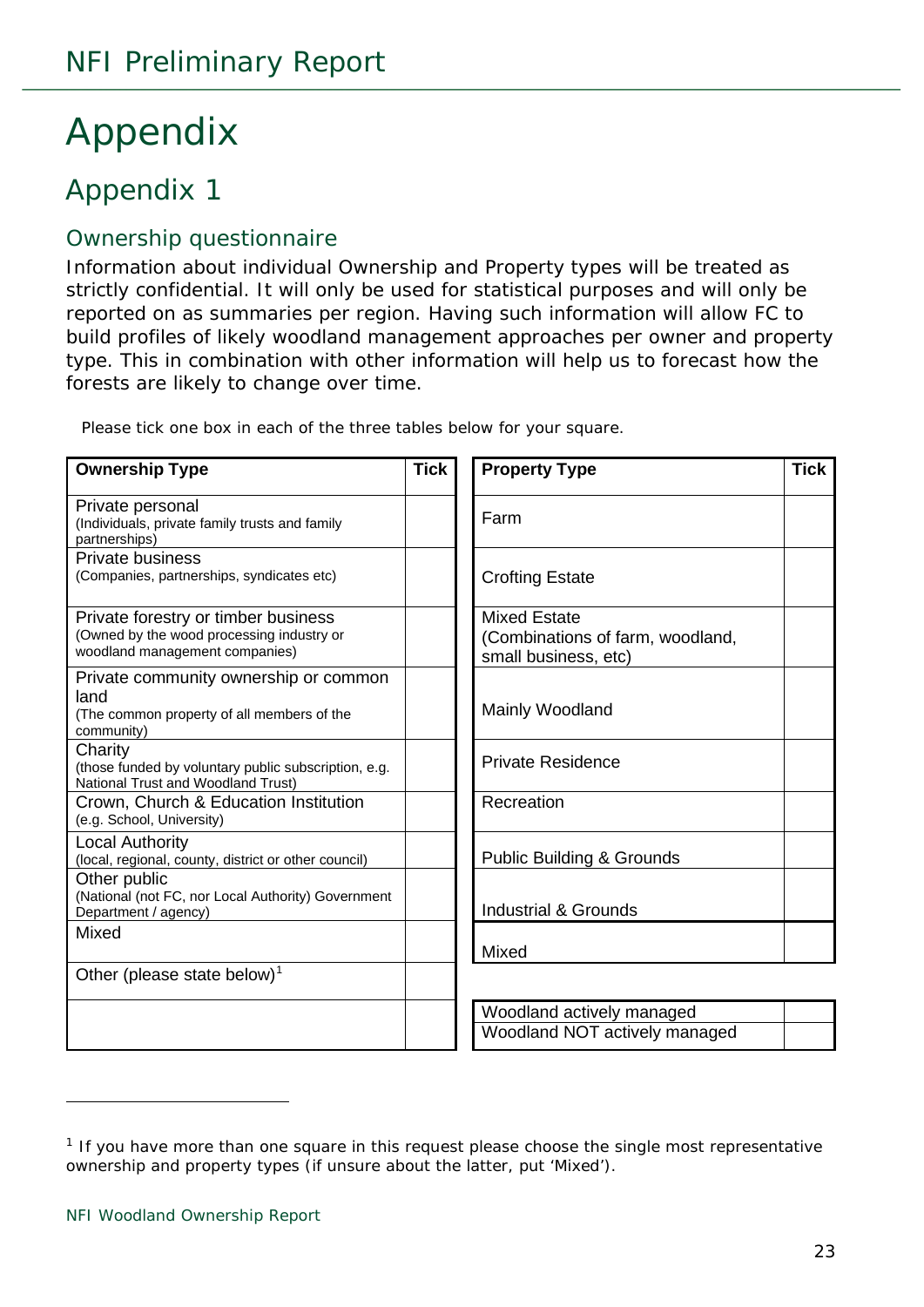# Appendix

## Appendix 1

### Ownership questionnaire

Information about individual Ownership and Property types will be treated as strictly confidential. It will only be used for statistical purposes and will only be reported on as summaries per region. Having such information will allow FC to build profiles of likely woodland management approaches per owner and property type. This in combination with other information will help us to forecast how the forests are likely to change over time.

Please tick one box in each of the three tables below for your square.

| Ownership Type | Tick |
|---|---|
| Private personal (Individuals, private family trusts and family partnerships) | |
| Private business (Companies, partnerships, syndicates etc) | |
| Private forestry or timber business (Owned by the wood processing industry or woodland management companies) | |
| Private community ownership or common land (The common property of all members of the community) | |
| Charity (those funded by voluntary public subscription, e.g. National Trust and Woodland Trust) | |
| Crown, Church & Education Institution (e.g. School, University) | |
| Local Authority (local, regional, county, district or other council) | |
| Other public (National (not FC, nor Local Authority) Government Department / agency) | |
| Mixed | |
| Other (please state below)[1] | |
| | |

| Property Type | Tick |
|---|---|
| Farm | |
| Crofting Estate | |
| Mixed Estate (Combinations of farm, woodland, small business, etc) | |
| Mainly Woodland | |
| Private Residence | |
| Recreation | |
| Public Building & Grounds | |
| Industrial & Grounds | |
| Mixed | |

| | |
|---|---|
| Woodland actively managed | |
| Woodland NOT actively managed | |

---

[1] If you have more than one square in this request please choose the single most representative ownership and property types (if unsure about the latter, put 'Mixed').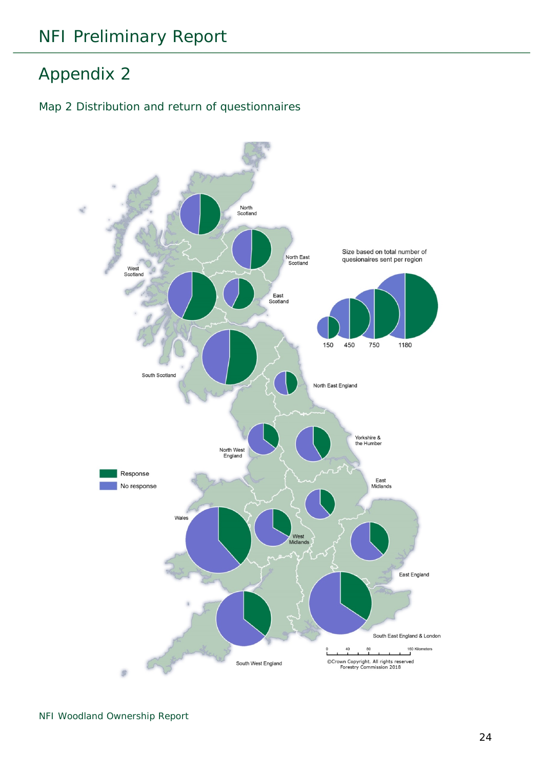# Appendix 2

Map 2 Distribution and return of questionnaires

North Scotland

North East Scotland

West Scotland

East Scotland

South Scotland

North East England

North West England

Yorkshire & the Humber

East Midlands

West Midlands

Wales

East England

South West England

South East England & London

Size based on total number of quesionaires sent per region

150 450 750 1180

Response

No response

0 40 80 160 Kilometers

©Crown Copyright. All rights reserved Forestry Commission 2018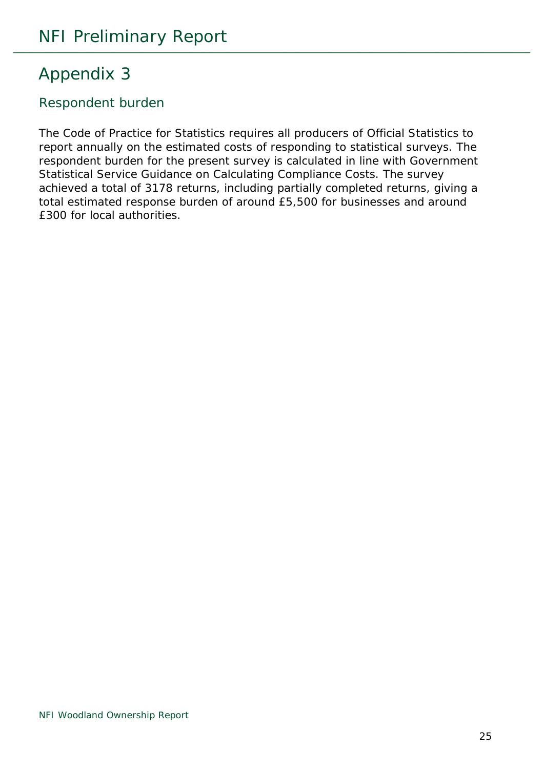# Appendix 3

## Respondent burden

The Code of Practice for Statistics requires all producers of Official Statistics to report annually on the estimated costs of responding to statistical surveys. The respondent burden for the present survey is calculated in line with Government Statistical Service Guidance on Calculating Compliance Costs. The survey achieved a total of 3178 returns, including partially completed returns, giving a total estimated response burden of around £5,500 for businesses and around £300 for local authorities.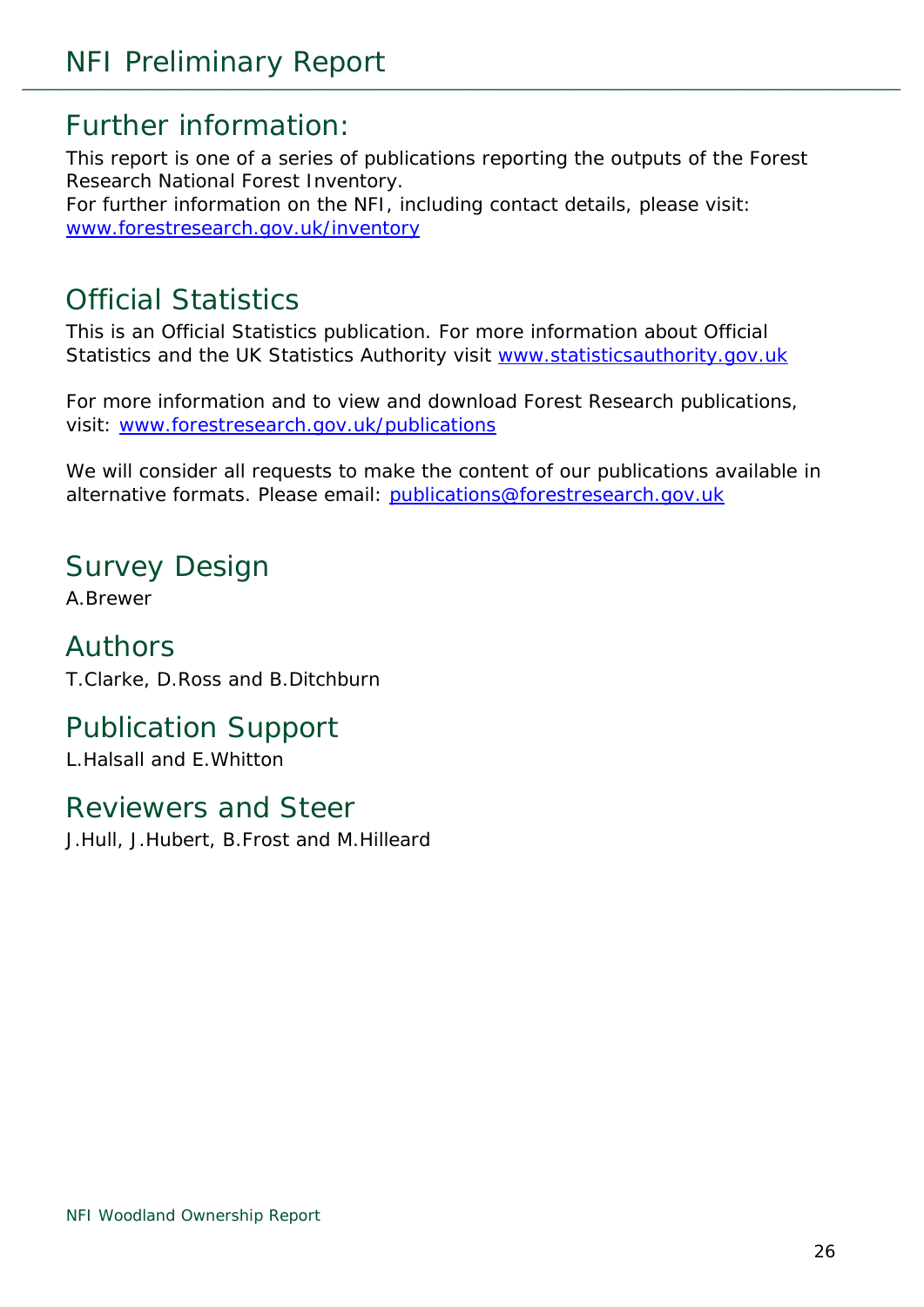## Further information:

This report is one of a series of publications reporting the outputs of the Forest Research National Forest Inventory.
For further information on the NFI, including contact details, please visit:
[www.forestresearch.gov.uk/inventory](http://www.forestresearch.gov.uk/inventory)

## Official Statistics

This is an Official Statistics publication. For more information about Official Statistics and the UK Statistics Authority visit [www.statisticsauthority.gov.uk](http://www.statisticsauthority.gov.uk)

For more information and to view and download Forest Research publications, visit: [www.forestresearch.gov.uk/publications](http://www.forestresearch.gov.uk/publications)

We will consider all requests to make the content of our publications available in alternative formats. Please email: [publications@forestresearch.gov.uk](mailto:publications@forestresearch.gov.uk)

## Survey Design

A.Brewer

## Authors

T.Clarke, D.Ross and B.Ditchburn

## Publication Support

L.Halsall and E.Whitton

## Reviewers and Steer

J.Hull, J.Hubert, B.Frost and M.Hilleard